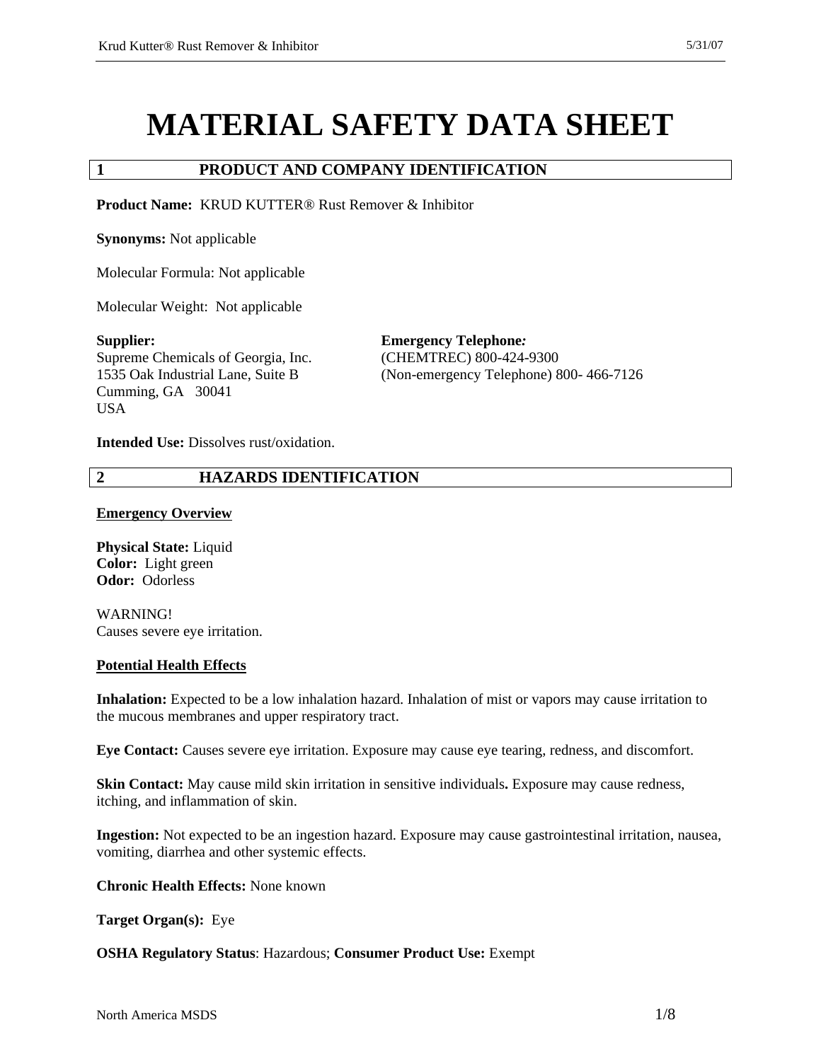# MATERIAL SAFETY DATA SHEET

## 1 PRODUCT AND COMPANY IDENTIFICATION

**Product Name:** KRUD KUTTER® Rust Remover & Inhibitor

**Synonyms:** Not applicable

Molecular Formula: Not applicable

Molecular Weight: Not applicable

**Supplier:**
Supreme Chemicals of Georgia, Inc.
1535 Oak Industrial Lane, Suite B
Cumming, GA 30041
USA

**Emergency Telephone*:***
(CHEMTREC) 800-424-9300
(Non-emergency Telephone) 800- 466-7126

**Intended Use:** Dissolves rust/oxidation.

## 2 HAZARDS IDENTIFICATION

**Emergency Overview**

**Physical State:** Liquid
**Color:** Light green
**Odor:** Odorless

WARNING!
Causes severe eye irritation.

**Potential Health Effects**

**Inhalation:** Expected to be a low inhalation hazard. Inhalation of mist or vapors may cause irritation to the mucous membranes and upper respiratory tract.

**Eye Contact:** Causes severe eye irritation. Exposure may cause eye tearing, redness, and discomfort.

**Skin Contact:** May cause mild skin irritation in sensitive individuals**.** Exposure may cause redness, itching, and inflammation of skin.

**Ingestion:** Not expected to be an ingestion hazard. Exposure may cause gastrointestinal irritation, nausea, vomiting, diarrhea and other systemic effects.

**Chronic Health Effects:** None known

**Target Organ(s):** Eye

**OSHA Regulatory Status**: Hazardous; **Consumer Product Use:** Exempt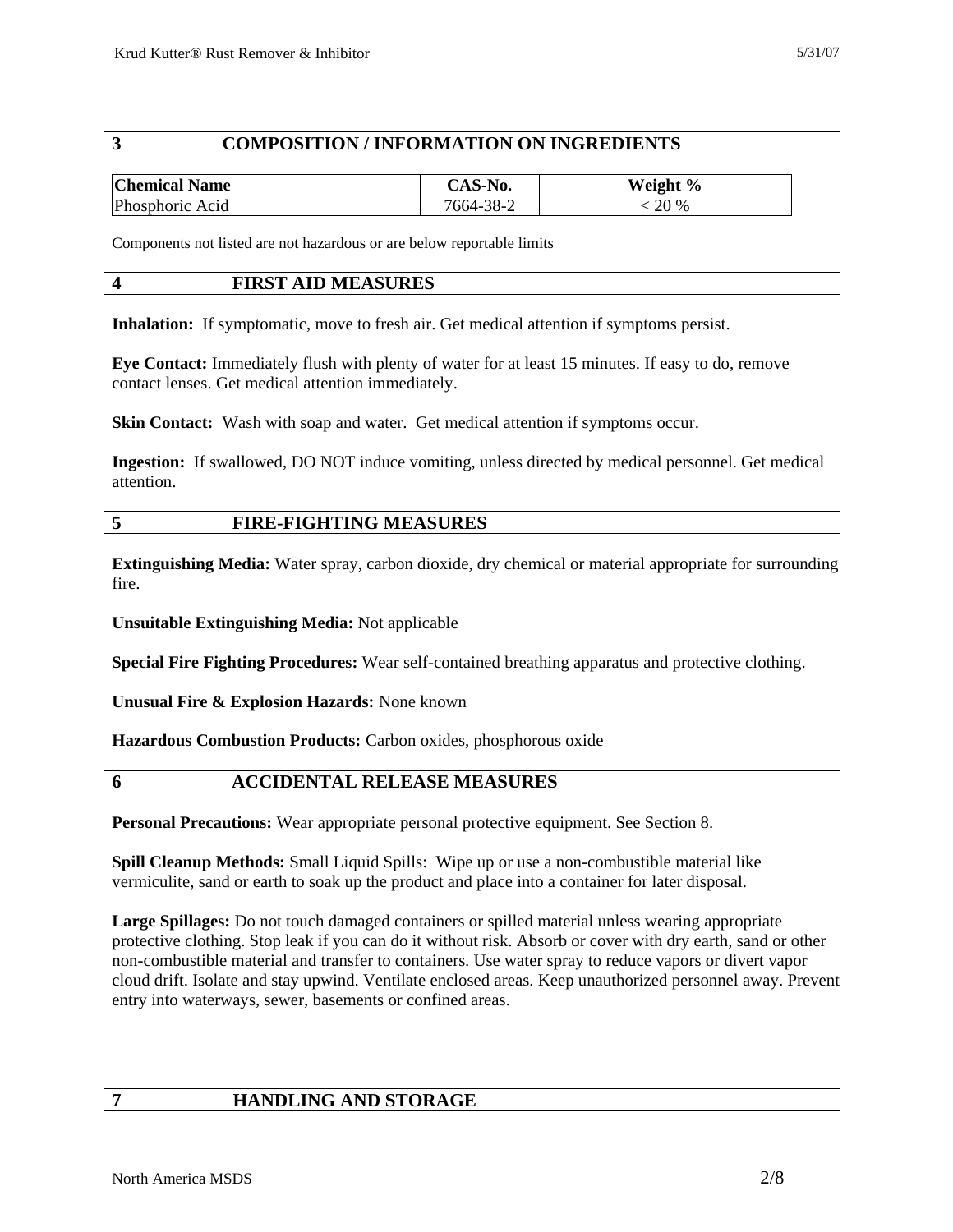## 3 COMPOSITION / INFORMATION ON INGREDIENTS

| Chemical Name | CAS-No. | Weight % |
|---|---|---|
| Phosphoric Acid | 7664-38-2 | < 20 % |

Components not listed are not hazardous or are below reportable limits

## 4 FIRST AID MEASURES

**Inhalation:** If symptomatic, move to fresh air. Get medical attention if symptoms persist.

**Eye Contact:** Immediately flush with plenty of water for at least 15 minutes. If easy to do, remove contact lenses. Get medical attention immediately.

**Skin Contact:** Wash with soap and water. Get medical attention if symptoms occur.

**Ingestion:** If swallowed, DO NOT induce vomiting, unless directed by medical personnel. Get medical attention.

## 5 FIRE-FIGHTING MEASURES

**Extinguishing Media:** Water spray, carbon dioxide, dry chemical or material appropriate for surrounding fire.

**Unsuitable Extinguishing Media:** Not applicable

**Special Fire Fighting Procedures:** Wear self-contained breathing apparatus and protective clothing.

**Unusual Fire & Explosion Hazards:** None known

**Hazardous Combustion Products:** Carbon oxides, phosphorous oxide

## 6 ACCIDENTAL RELEASE MEASURES

**Personal Precautions:** Wear appropriate personal protective equipment. See Section 8.

**Spill Cleanup Methods:** Small Liquid Spills: Wipe up or use a non-combustible material like vermiculite, sand or earth to soak up the product and place into a container for later disposal.

**Large Spillages:** Do not touch damaged containers or spilled material unless wearing appropriate protective clothing. Stop leak if you can do it without risk. Absorb or cover with dry earth, sand or other non-combustible material and transfer to containers. Use water spray to reduce vapors or divert vapor cloud drift. Isolate and stay upwind. Ventilate enclosed areas. Keep unauthorized personnel away. Prevent entry into waterways, sewer, basements or confined areas.

## 7 HANDLING AND STORAGE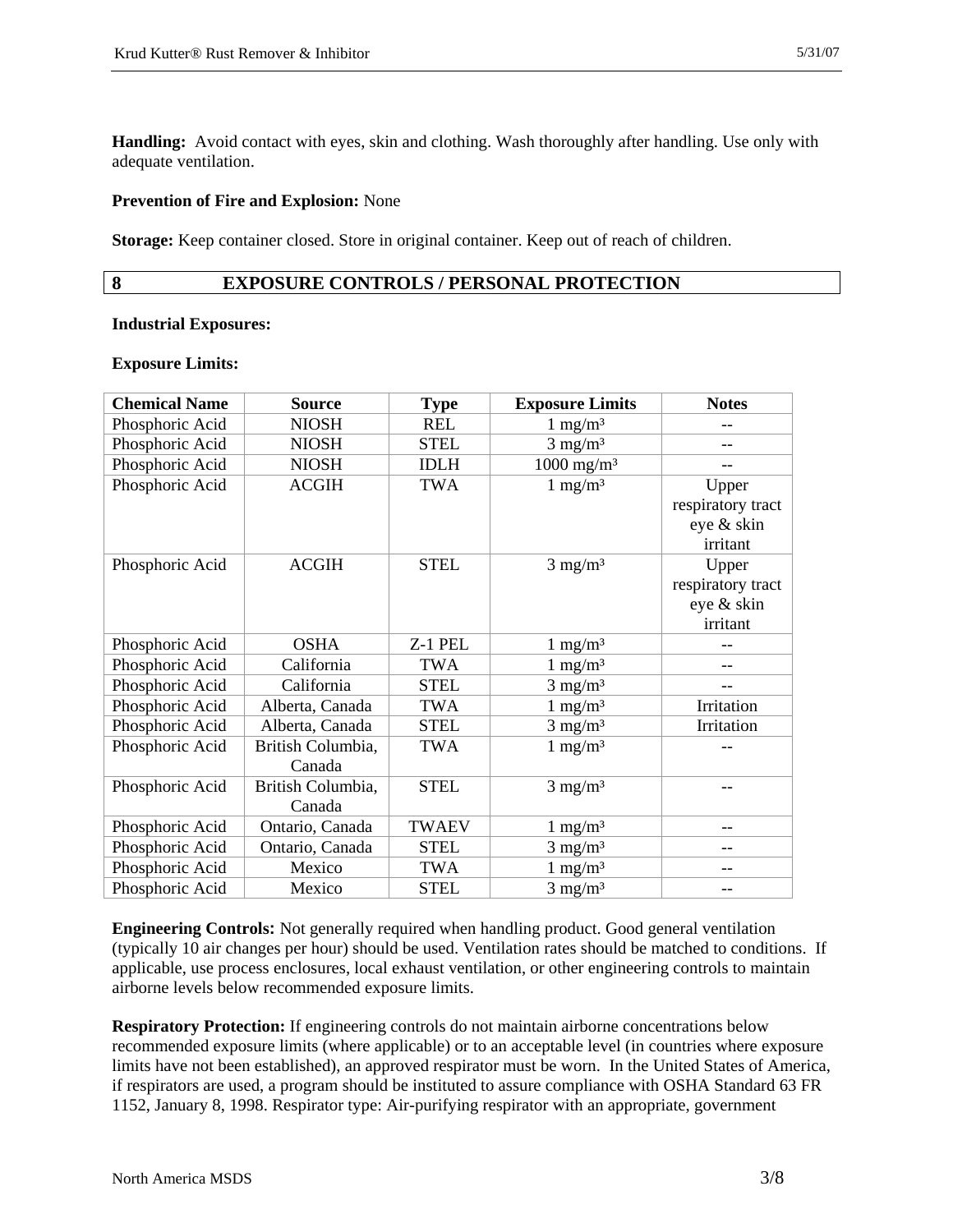**Handling:** Avoid contact with eyes, skin and clothing. Wash thoroughly after handling. Use only with adequate ventilation.

**Prevention of Fire and Explosion:** None

**Storage:** Keep container closed. Store in original container. Keep out of reach of children.

## 8 EXPOSURE CONTROLS / PERSONAL PROTECTION

**Industrial Exposures:**

**Exposure Limits:**

| Chemical Name | Source | Type | Exposure Limits | Notes |
|---|---|---|---|---|
| Phosphoric Acid | NIOSH | REL | 1 mg/m³ | -- |
| Phosphoric Acid | NIOSH | STEL | 3 mg/m³ | -- |
| Phosphoric Acid | NIOSH | IDLH | 1000 mg/m³ | -- |
| Phosphoric Acid | ACGIH | TWA | 1 mg/m³ | Upper respiratory tract eye & skin irritant |
| Phosphoric Acid | ACGIH | STEL | 3 mg/m³ | Upper respiratory tract eye & skin irritant |
| Phosphoric Acid | OSHA | Z-1 PEL | 1 mg/m³ | -- |
| Phosphoric Acid | California | TWA | 1 mg/m³ | -- |
| Phosphoric Acid | California | STEL | 3 mg/m³ | -- |
| Phosphoric Acid | Alberta, Canada | TWA | 1 mg/m³ | Irritation |
| Phosphoric Acid | Alberta, Canada | STEL | 3 mg/m³ | Irritation |
| Phosphoric Acid | British Columbia, Canada | TWA | 1 mg/m³ | -- |
| Phosphoric Acid | British Columbia, Canada | STEL | 3 mg/m³ | -- |
| Phosphoric Acid | Ontario, Canada | TWAEV | 1 mg/m³ | -- |
| Phosphoric Acid | Ontario, Canada | STEL | 3 mg/m³ | -- |
| Phosphoric Acid | Mexico | TWA | 1 mg/m³ | -- |
| Phosphoric Acid | Mexico | STEL | 3 mg/m³ | -- |

**Engineering Controls:** Not generally required when handling product. Good general ventilation (typically 10 air changes per hour) should be used. Ventilation rates should be matched to conditions. If applicable, use process enclosures, local exhaust ventilation, or other engineering controls to maintain airborne levels below recommended exposure limits.

**Respiratory Protection:** If engineering controls do not maintain airborne concentrations below recommended exposure limits (where applicable) or to an acceptable level (in countries where exposure limits have not been established), an approved respirator must be worn. In the United States of America, if respirators are used, a program should be instituted to assure compliance with OSHA Standard 63 FR 1152, January 8, 1998. Respirator type: Air-purifying respirator with an appropriate, government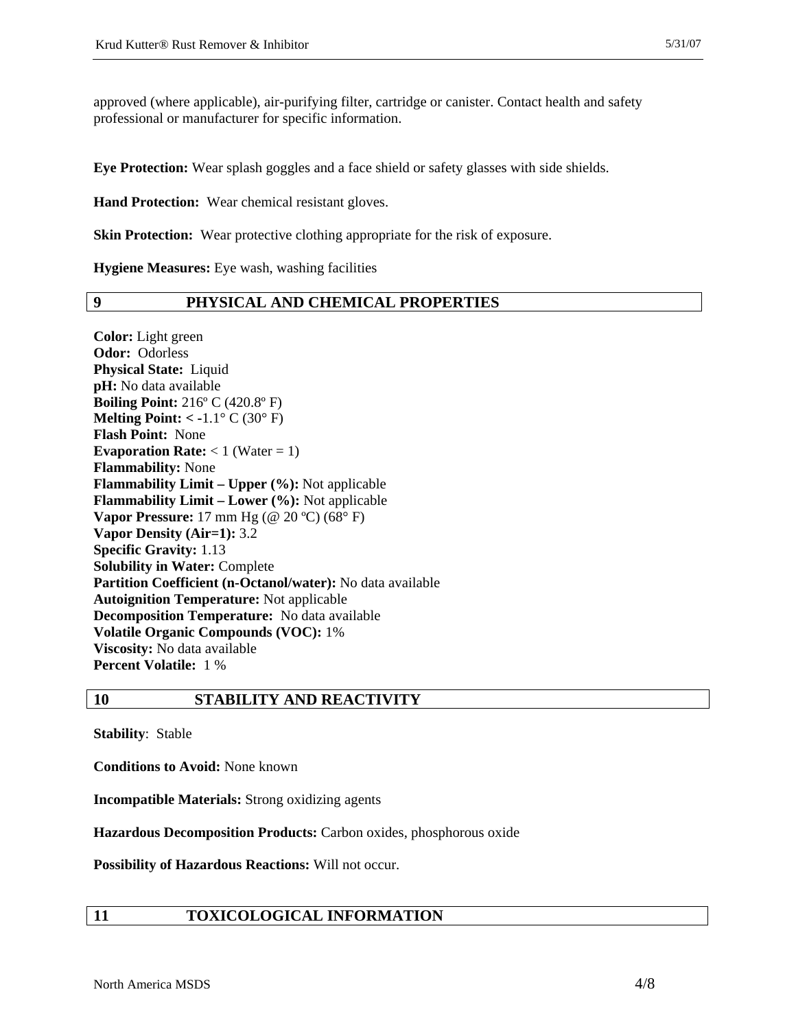approved (where applicable), air-purifying filter, cartridge or canister. Contact health and safety professional or manufacturer for specific information.

**Eye Protection:** Wear splash goggles and a face shield or safety glasses with side shields.

**Hand Protection:** Wear chemical resistant gloves.

**Skin Protection:** Wear protective clothing appropriate for the risk of exposure.

**Hygiene Measures:** Eye wash, washing facilities

## 9 PHYSICAL AND CHEMICAL PROPERTIES

**Color:** Light green
**Odor:** Odorless
**Physical State:** Liquid
**pH:** No data available
**Boiling Point:** 216º C (420.8º F)
**Melting Point:** < -1.1° C (30° F)
**Flash Point:** None
**Evaporation Rate:** < 1 (Water = 1)
**Flammability:** None
**Flammability Limit – Upper (%):** Not applicable
**Flammability Limit – Lower (%):** Not applicable
**Vapor Pressure:** 17 mm Hg (@ 20 ºC) (68° F)
**Vapor Density (Air=1):** 3.2
**Specific Gravity:** 1.13
**Solubility in Water:** Complete
**Partition Coefficient (n-Octanol/water):** No data available
**Autoignition Temperature:** Not applicable
**Decomposition Temperature:** No data available
**Volatile Organic Compounds (VOC):** 1%
**Viscosity:** No data available
**Percent Volatile:** 1 %

## 10 STABILITY AND REACTIVITY

**Stability**: Stable

**Conditions to Avoid:** None known

**Incompatible Materials:** Strong oxidizing agents

**Hazardous Decomposition Products:** Carbon oxides, phosphorous oxide

**Possibility of Hazardous Reactions:** Will not occur.

## 11 TOXICOLOGICAL INFORMATION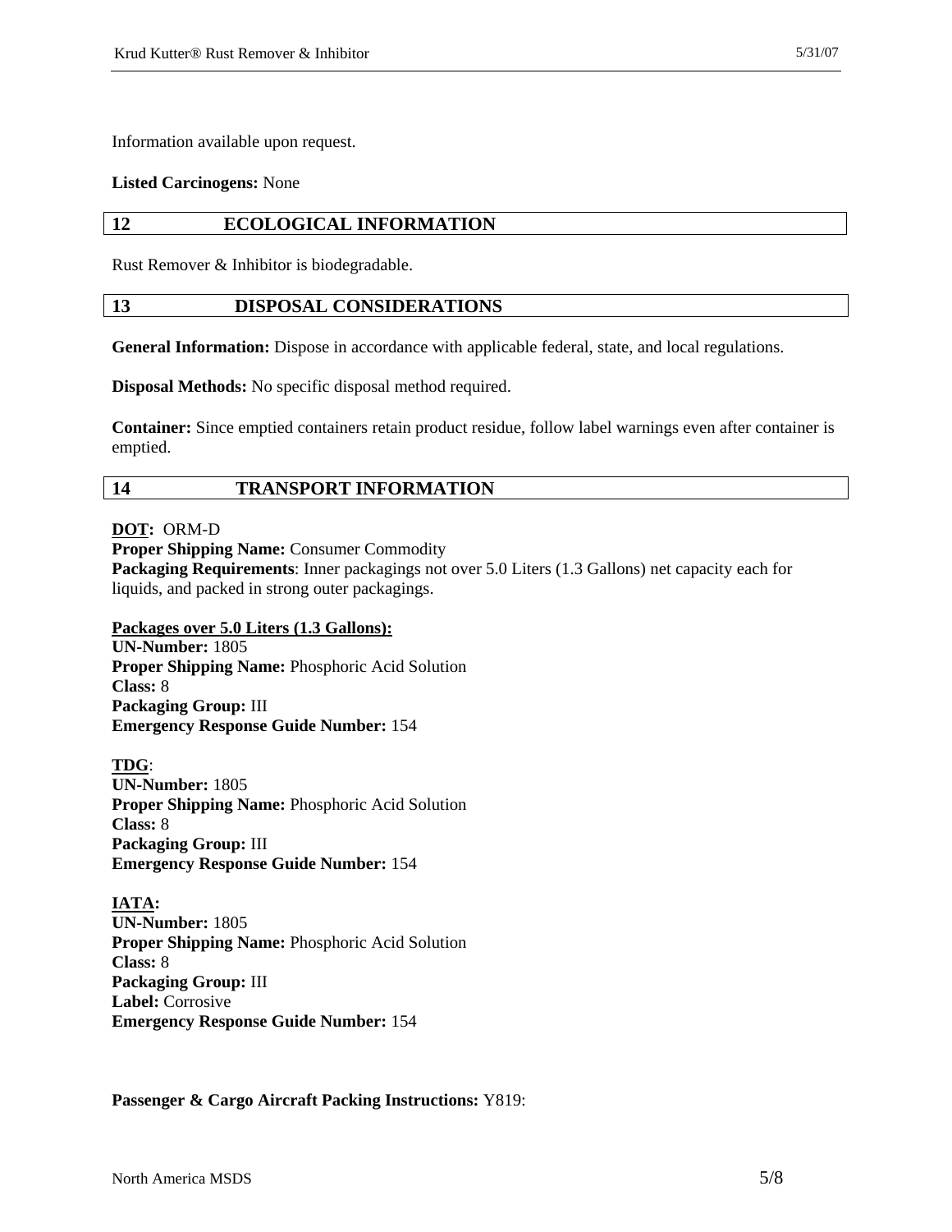Information available upon request.

**Listed Carcinogens:** None

## 12 ECOLOGICAL INFORMATION

Rust Remover & Inhibitor is biodegradable.

## 13 DISPOSAL CONSIDERATIONS

**General Information:** Dispose in accordance with applicable federal, state, and local regulations.

**Disposal Methods:** No specific disposal method required.

**Container:** Since emptied containers retain product residue, follow label warnings even after container is emptied.

## 14 TRANSPORT INFORMATION

**DOT:** ORM-D
**Proper Shipping Name:** Consumer Commodity
**Packaging Requirements**: Inner packagings not over 5.0 Liters (1.3 Gallons) net capacity each for liquids, and packed in strong outer packagings.

**Packages over 5.0 Liters (1.3 Gallons):**
**UN-Number:** 1805
**Proper Shipping Name:** Phosphoric Acid Solution
**Class:** 8
**Packaging Group:** III
**Emergency Response Guide Number:** 154

**TDG**:
**UN-Number:** 1805
**Proper Shipping Name:** Phosphoric Acid Solution
**Class:** 8
**Packaging Group:** III
**Emergency Response Guide Number:** 154

**IATA:**
**UN-Number:** 1805
**Proper Shipping Name:** Phosphoric Acid Solution
**Class:** 8
**Packaging Group:** III
**Label:** Corrosive
**Emergency Response Guide Number:** 154

**Passenger & Cargo Aircraft Packing Instructions:** Y819: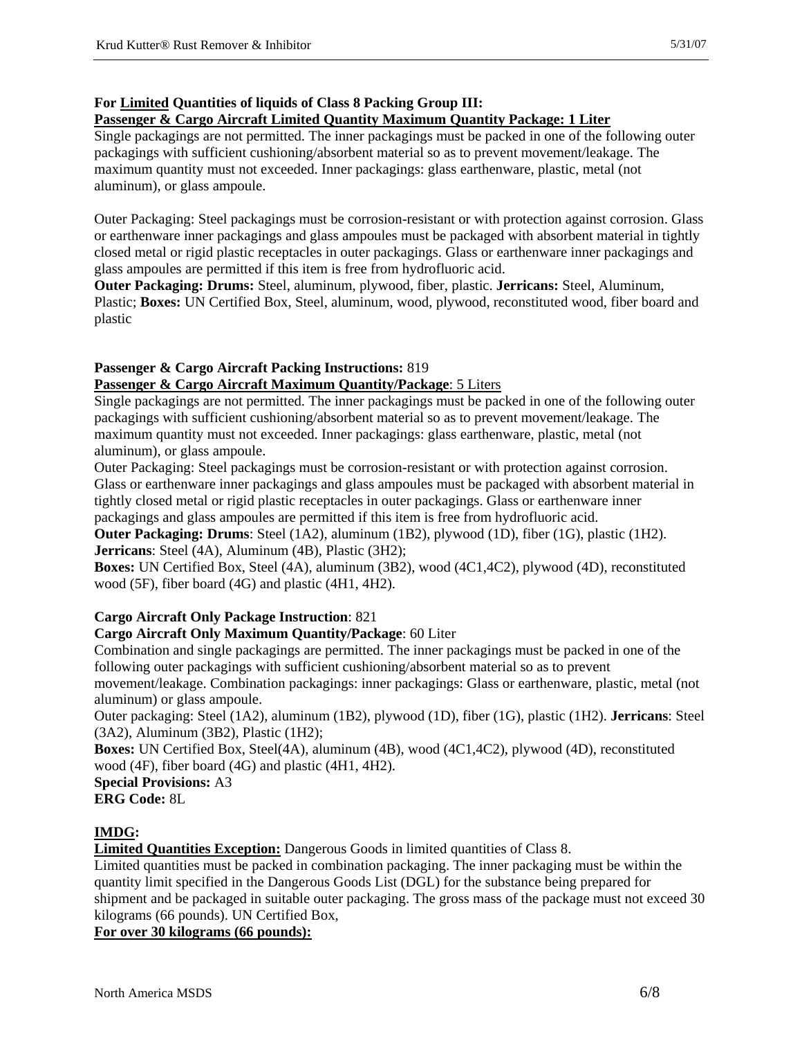**For <u>Limited</u> Quantities of liquids of Class 8 Packing Group III:**
**<u>Passenger & Cargo Aircraft Limited Quantity Maximum Quantity Package: 1 Liter</u>**
Single packagings are not permitted. The inner packagings must be packed in one of the following outer packagings with sufficient cushioning/absorbent material so as to prevent movement/leakage. The maximum quantity must not exceeded. Inner packagings: glass earthenware, plastic, metal (not aluminum), or glass ampoule.

Outer Packaging: Steel packagings must be corrosion-resistant or with protection against corrosion. Glass or earthenware inner packagings and glass ampoules must be packaged with absorbent material in tightly closed metal or rigid plastic receptacles in outer packagings. Glass or earthenware inner packagings and glass ampoules are permitted if this item is free from hydrofluoric acid.
**Outer Packaging: Drums:** Steel, aluminum, plywood, fiber, plastic. **Jerricans:** Steel, Aluminum, Plastic; **Boxes:** UN Certified Box, Steel, aluminum, wood, plywood, reconstituted wood, fiber board and plastic

**Passenger & Cargo Aircraft Packing Instructions:** 819
**<u>Passenger & Cargo Aircraft Maximum Quantity/Package</u>**: <u>5 Liters</u>
Single packagings are not permitted. The inner packagings must be packed in one of the following outer packagings with sufficient cushioning/absorbent material so as to prevent movement/leakage. The maximum quantity must not exceeded. Inner packagings: glass earthenware, plastic, metal (not aluminum), or glass ampoule.
Outer Packaging: Steel packagings must be corrosion-resistant or with protection against corrosion. Glass or earthenware inner packagings and glass ampoules must be packaged with absorbent material in tightly closed metal or rigid plastic receptacles in outer packagings. Glass or earthenware inner packagings and glass ampoules are permitted if this item is free from hydrofluoric acid.
**Outer Packaging: Drums**: Steel (1A2), aluminum (1B2), plywood (1D), fiber (1G), plastic (1H2).
**Jerricans**: Steel (4A), Aluminum (4B), Plastic (3H2);
**Boxes:** UN Certified Box, Steel (4A), aluminum (3B2), wood (4C1,4C2), plywood (4D), reconstituted wood (5F), fiber board (4G) and plastic (4H1, 4H2).

**Cargo Aircraft Only Package Instruction**: 821
**Cargo Aircraft Only Maximum Quantity/Package**: 60 Liter
Combination and single packagings are permitted. The inner packagings must be packed in one of the following outer packagings with sufficient cushioning/absorbent material so as to prevent movement/leakage. Combination packagings: inner packagings: Glass or earthenware, plastic, metal (not aluminum) or glass ampoule.
Outer packaging: Steel (1A2), aluminum (1B2), plywood (1D), fiber (1G), plastic (1H2). **Jerricans**: Steel (3A2), Aluminum (3B2), Plastic (1H2);
**Boxes:** UN Certified Box, Steel(4A), aluminum (4B), wood (4C1,4C2), plywood (4D), reconstituted wood (4F), fiber board (4G) and plastic (4H1, 4H2).
**Special Provisions:** A3
**ERG Code:** 8L

**<u>IMDG</u>:**
**<u>Limited Quantities Exception:</u>** Dangerous Goods in limited quantities of Class 8.
Limited quantities must be packed in combination packaging. The inner packaging must be within the quantity limit specified in the Dangerous Goods List (DGL) for the substance being prepared for shipment and be packaged in suitable outer packaging. The gross mass of the package must not exceed 30 kilograms (66 pounds). UN Certified Box,
**<u>For over 30 kilograms (66 pounds):</u>**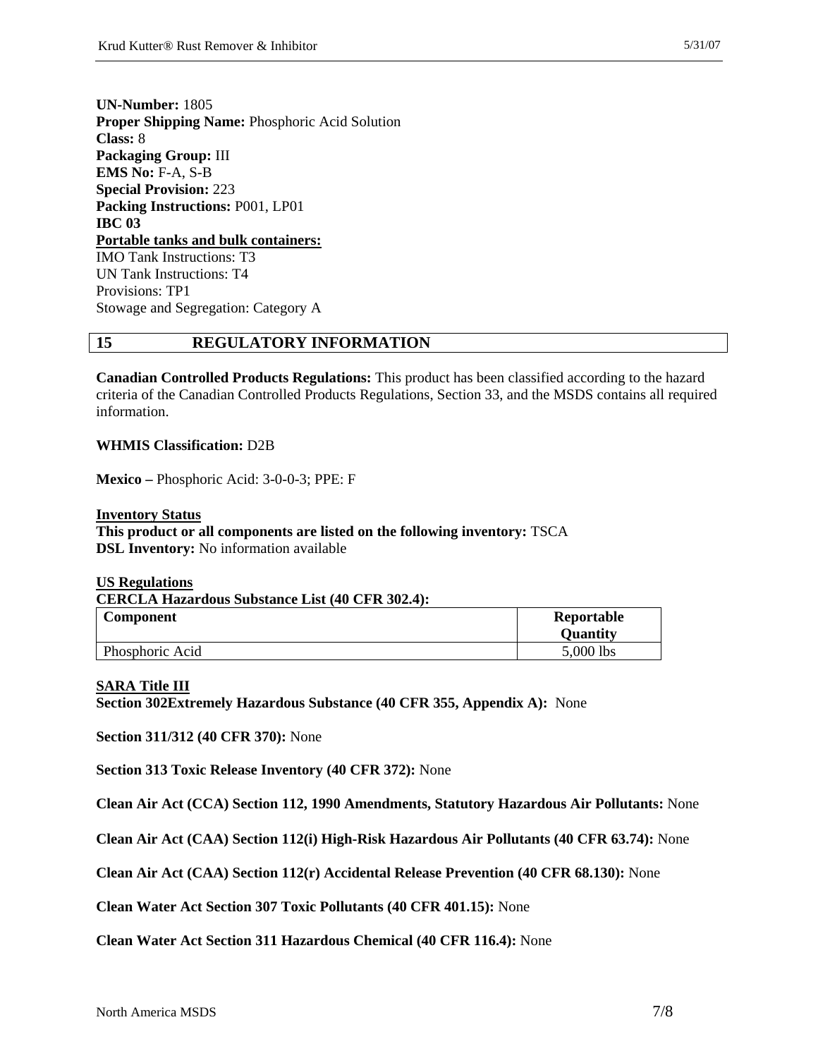**UN-Number:** 1805
**Proper Shipping Name:** Phosphoric Acid Solution
**Class:** 8
**Packaging Group:** III
**EMS No:** F-A, S-B
**Special Provision:** 223
**Packing Instructions:** P001, LP01
**IBC 03**
**Portable tanks and bulk containers:**
IMO Tank Instructions: T3
UN Tank Instructions: T4
Provisions: TP1
Stowage and Segregation: Category A

## 15 REGULATORY INFORMATION

**Canadian Controlled Products Regulations:** This product has been classified according to the hazard criteria of the Canadian Controlled Products Regulations, Section 33, and the MSDS contains all required information.

**WHMIS Classification:** D2B

**Mexico –** Phosphoric Acid: 3-0-0-3; PPE: F

**Inventory Status**
**This product or all components are listed on the following inventory:** TSCA
**DSL Inventory:** No information available

**US Regulations**
**CERCLA Hazardous Substance List (40 CFR 302.4):**

| Component | Reportable Quantity |
|---|---|
| Phosphoric Acid | 5,000 lbs |

**SARA Title III**
**Section 302Extremely Hazardous Substance (40 CFR 355, Appendix A):** None

**Section 311/312 (40 CFR 370):** None

**Section 313 Toxic Release Inventory (40 CFR 372):** None

**Clean Air Act (CCA) Section 112, 1990 Amendments, Statutory Hazardous Air Pollutants:** None

**Clean Air Act (CAA) Section 112(i) High-Risk Hazardous Air Pollutants (40 CFR 63.74):** None

**Clean Air Act (CAA) Section 112(r) Accidental Release Prevention (40 CFR 68.130):** None

**Clean Water Act Section 307 Toxic Pollutants (40 CFR 401.15):** None

**Clean Water Act Section 311 Hazardous Chemical (40 CFR 116.4):** None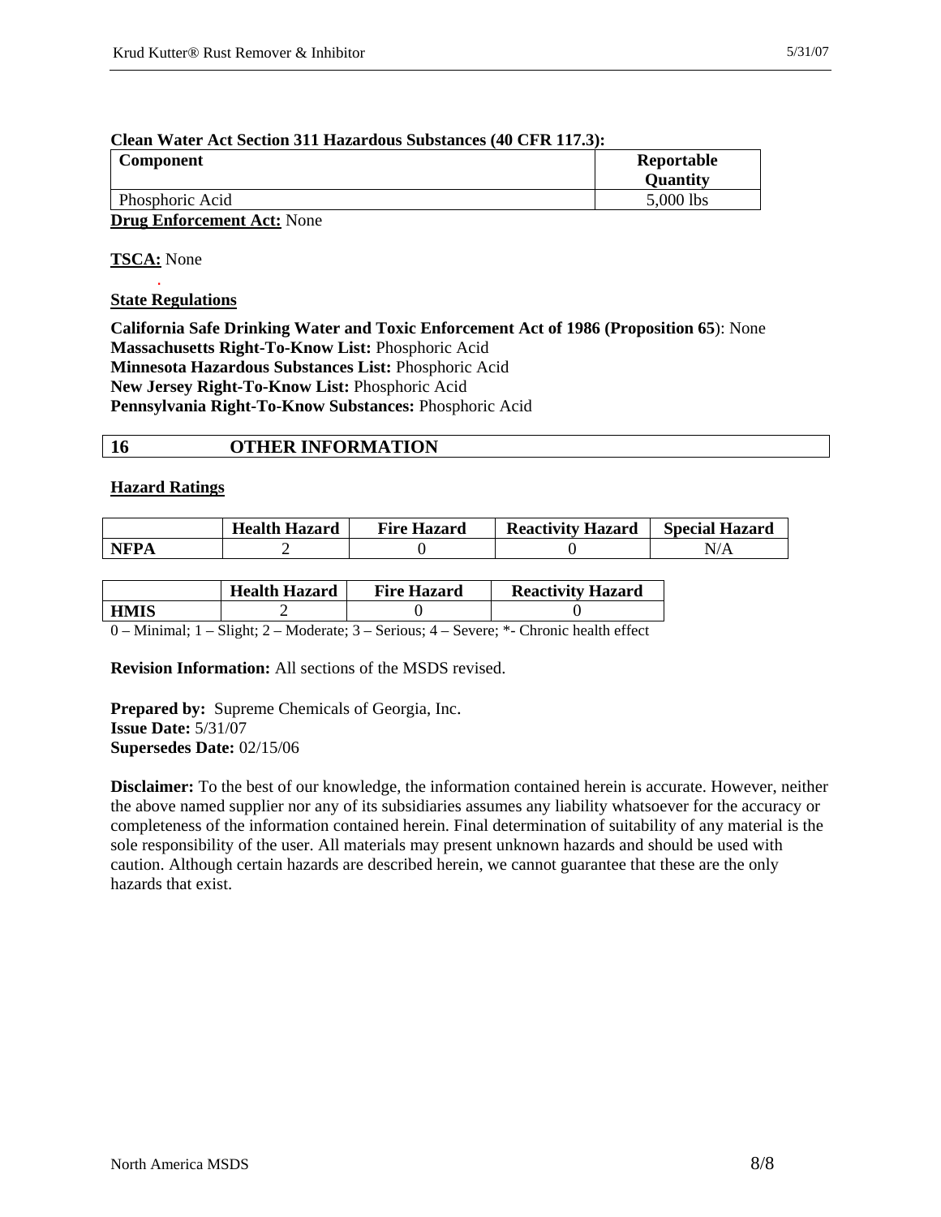**Clean Water Act Section 311 Hazardous Substances (40 CFR 117.3):**

| Component | Reportable Quantity |
|---|---|
| Phosphoric Acid | 5,000 lbs |

**Drug Enforcement Act:** None

**TSCA:** None

**State Regulations**

**California Safe Drinking Water and Toxic Enforcement Act of 1986 (Proposition 65)**: None
**Massachusetts Right-To-Know List:** Phosphoric Acid
**Minnesota Hazardous Substances List:** Phosphoric Acid
**New Jersey Right-To-Know List:** Phosphoric Acid
**Pennsylvania Right-To-Know Substances:** Phosphoric Acid

## 16 OTHER INFORMATION

**Hazard Ratings**

| | Health Hazard | Fire Hazard | Reactivity Hazard | Special Hazard |
|---|---|---|---|---|
| **NFPA** | 2 | 0 | 0 | N/A |

| | Health Hazard | Fire Hazard | Reactivity Hazard |
|---|---|---|---|
| **HMIS** | 2 | 0 | 0 |

0 – Minimal; 1 – Slight; 2 – Moderate; 3 – Serious; 4 – Severe; *- Chronic health effect

**Revision Information:** All sections of the MSDS revised.

**Prepared by:** Supreme Chemicals of Georgia, Inc.
**Issue Date:** 5/31/07
**Supersedes Date:** 02/15/06

**Disclaimer:** To the best of our knowledge, the information contained herein is accurate. However, neither the above named supplier nor any of its subsidiaries assumes any liability whatsoever for the accuracy or completeness of the information contained herein. Final determination of suitability of any material is the sole responsibility of the user. All materials may present unknown hazards and should be used with caution. Although certain hazards are described herein, we cannot guarantee that these are the only hazards that exist.